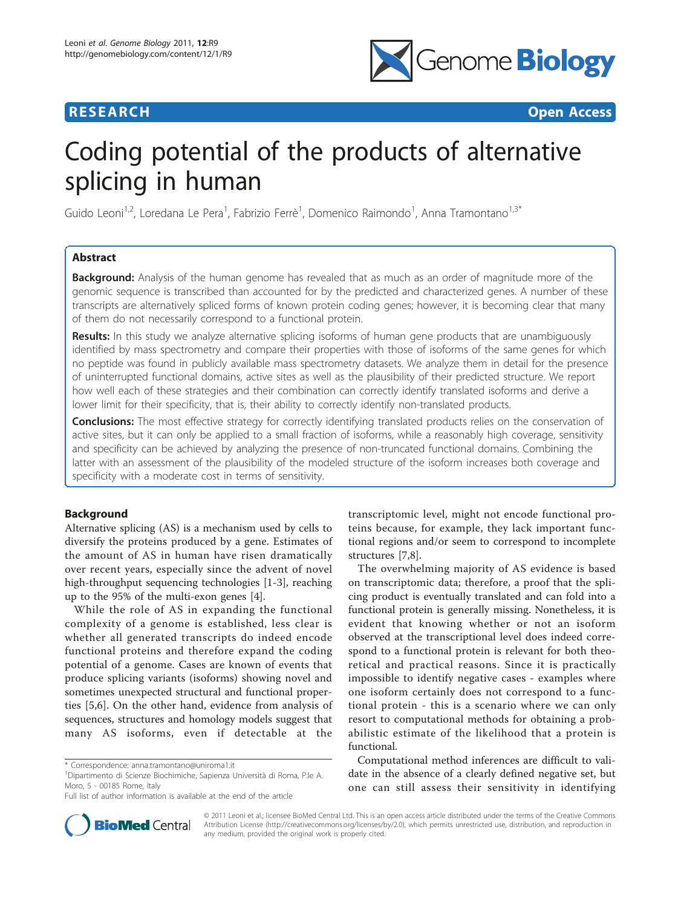RESEARCH — Open Access

# Coding potential of the products of alternative splicing in human

Guido Leoni[1,2], Loredana Le Pera[1], Fabrizio Ferrè[1], Domenico Raimondo[1], Anna Tramontano[1,3*]

## Abstract

**Background:** Analysis of the human genome has revealed that as much as an order of magnitude more of the genomic sequence is transcribed than accounted for by the predicted and characterized genes. A number of these transcripts are alternatively spliced forms of known protein coding genes; however, it is becoming clear that many of them do not necessarily correspond to a functional protein.

**Results:** In this study we analyze alternative splicing isoforms of human gene products that are unambiguously identified by mass spectrometry and compare their properties with those of isoforms of the same genes for which no peptide was found in publicly available mass spectrometry datasets. We analyze them in detail for the presence of uninterrupted functional domains, active sites as well as the plausibility of their predicted structure. We report how well each of these strategies and their combination can correctly identify translated isoforms and derive a lower limit for their specificity, that is, their ability to correctly identify non-translated products.

**Conclusions:** The most effective strategy for correctly identifying translated products relies on the conservation of active sites, but it can only be applied to a small fraction of isoforms, while a reasonably high coverage, sensitivity and specificity can be achieved by analyzing the presence of non-truncated functional domains. Combining the latter with an assessment of the plausibility of the modeled structure of the isoform increases both coverage and specificity with a moderate cost in terms of sensitivity.

## Background

Alternative splicing (AS) is a mechanism used by cells to diversify the proteins produced by a gene. Estimates of the amount of AS in human have risen dramatically over recent years, especially since the advent of novel high-throughput sequencing technologies [1-3], reaching up to the 95% of the multi-exon genes [4].

While the role of AS in expanding the functional complexity of a genome is established, less clear is whether all generated transcripts do indeed encode functional proteins and therefore expand the coding potential of a genome. Cases are known of events that produce splicing variants (isoforms) showing novel and sometimes unexpected structural and functional properties [5,6]. On the other hand, evidence from analysis of sequences, structures and homology models suggest that many AS isoforms, even if detectable at the transcriptomic level, might not encode functional proteins because, for example, they lack important functional regions and/or seem to correspond to incomplete structures [7,8].

The overwhelming majority of AS evidence is based on transcriptomic data; therefore, a proof that the splicing product is eventually translated and can fold into a functional protein is generally missing. Nonetheless, it is evident that knowing whether or not an isoform observed at the transcriptional level does indeed correspond to a functional protein is relevant for both theoretical and practical reasons. Since it is practically impossible to identify negative cases - examples where one isoform certainly does not correspond to a functional protein - this is a scenario where we can only resort to computational methods for obtaining a probabilistic estimate of the likelihood that a protein is functional.

Computational method inferences are difficult to validate in the absence of a clearly defined negative set, but one can still assess their sensitivity in identifying

\* Correspondence: anna.tramontano@uniroma1.it
[1]Dipartimento di Scienze Biochimiche, Sapienza Università di Roma, P.le A. Moro, 5 - 00185 Rome, Italy
Full list of author information is available at the end of the article

© 2011 Leoni et al.; licensee BioMed Central Ltd. This is an open access article distributed under the terms of the Creative Commons Attribution License (http://creativecommons.org/licenses/by/2.0), which permits unrestricted use, distribution, and reproduction in any medium, provided the original work is properly cited.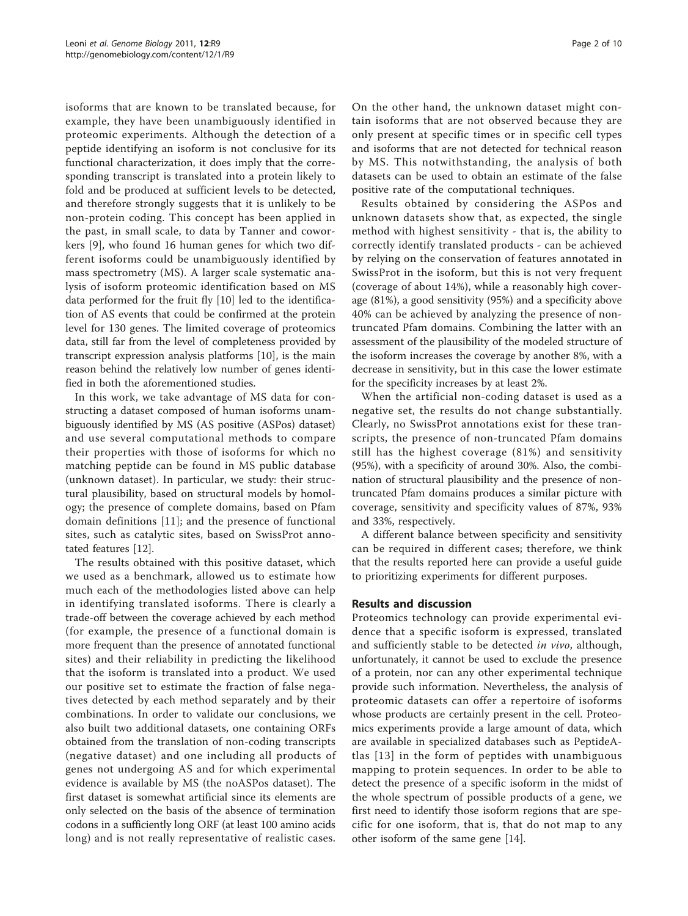isoforms that are known to be translated because, for example, they have been unambiguously identified in proteomic experiments. Although the detection of a peptide identifying an isoform is not conclusive for its functional characterization, it does imply that the corresponding transcript is translated into a protein likely to fold and be produced at sufficient levels to be detected, and therefore strongly suggests that it is unlikely to be non-protein coding. This concept has been applied in the past, in small scale, to data by Tanner and coworkers [9], who found 16 human genes for which two different isoforms could be unambiguously identified by mass spectrometry (MS). A larger scale systematic analysis of isoform proteomic identification based on MS data performed for the fruit fly [10] led to the identification of AS events that could be confirmed at the protein level for 130 genes. The limited coverage of proteomics data, still far from the level of completeness provided by transcript expression analysis platforms [10], is the main reason behind the relatively low number of genes identified in both the aforementioned studies.

In this work, we take advantage of MS data for constructing a dataset composed of human isoforms unambiguously identified by MS (AS positive (ASPos) dataset) and use several computational methods to compare their properties with those of isoforms for which no matching peptide can be found in MS public database (unknown dataset). In particular, we study: their structural plausibility, based on structural models by homology; the presence of complete domains, based on Pfam domain definitions [11]; and the presence of functional sites, such as catalytic sites, based on SwissProt annotated features [12].

The results obtained with this positive dataset, which we used as a benchmark, allowed us to estimate how much each of the methodologies listed above can help in identifying translated isoforms. There is clearly a trade-off between the coverage achieved by each method (for example, the presence of a functional domain is more frequent than the presence of annotated functional sites) and their reliability in predicting the likelihood that the isoform is translated into a product. We used our positive set to estimate the fraction of false negatives detected by each method separately and by their combinations. In order to validate our conclusions, we also built two additional datasets, one containing ORFs obtained from the translation of non-coding transcripts (negative dataset) and one including all products of genes not undergoing AS and for which experimental evidence is available by MS (the noASPos dataset). The first dataset is somewhat artificial since its elements are only selected on the basis of the absence of termination codons in a sufficiently long ORF (at least 100 amino acids long) and is not really representative of realistic cases.

On the other hand, the unknown dataset might contain isoforms that are not observed because they are only present at specific times or in specific cell types and isoforms that are not detected for technical reason by MS. This notwithstanding, the analysis of both datasets can be used to obtain an estimate of the false positive rate of the computational techniques.

Results obtained by considering the ASPos and unknown datasets show that, as expected, the single method with highest sensitivity - that is, the ability to correctly identify translated products - can be achieved by relying on the conservation of features annotated in SwissProt in the isoform, but this is not very frequent (coverage of about 14%), while a reasonably high coverage (81%), a good sensitivity (95%) and a specificity above 40% can be achieved by analyzing the presence of non-truncated Pfam domains. Combining the latter with an assessment of the plausibility of the modeled structure of the isoform increases the coverage by another 8%, with a decrease in sensitivity, but in this case the lower estimate for the specificity increases by at least 2%.

When the artificial non-coding dataset is used as a negative set, the results do not change substantially. Clearly, no SwissProt annotations exist for these transcripts, the presence of non-truncated Pfam domains still has the highest coverage (81%) and sensitivity (95%), with a specificity of around 30%. Also, the combination of structural plausibility and the presence of non-truncated Pfam domains produces a similar picture with coverage, sensitivity and specificity values of 87%, 93% and 33%, respectively.

A different balance between specificity and sensitivity can be required in different cases; therefore, we think that the results reported here can provide a useful guide to prioritizing experiments for different purposes.

## Results and discussion

Proteomics technology can provide experimental evidence that a specific isoform is expressed, translated and sufficiently stable to be detected *in vivo*, although, unfortunately, it cannot be used to exclude the presence of a protein, nor can any other experimental technique provide such information. Nevertheless, the analysis of proteomic datasets can offer a repertoire of isoforms whose products are certainly present in the cell. Proteomics experiments provide a large amount of data, which are available in specialized databases such as PeptideAtlas [13] in the form of peptides with unambiguous mapping to protein sequences. In order to be able to detect the presence of a specific isoform in the midst of the whole spectrum of possible products of a gene, we first need to identify those isoform regions that are specific for one isoform, that is, that do not map to any other isoform of the same gene [14].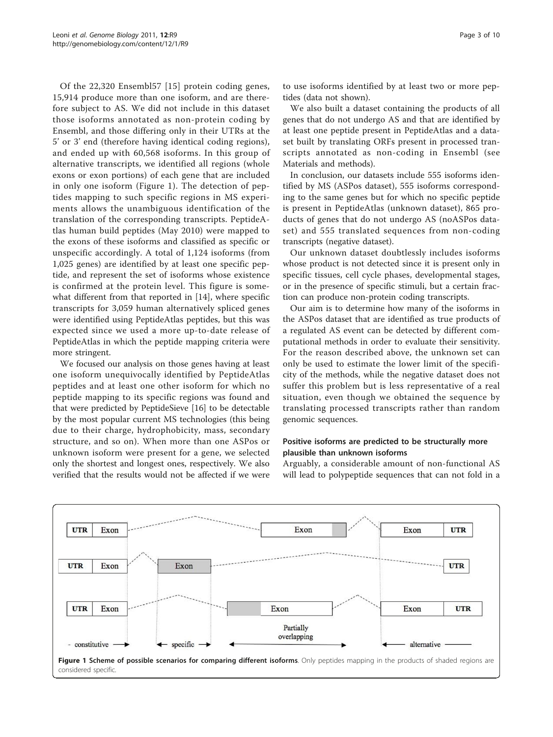Of the 22,320 Ensembl57 [15] protein coding genes, 15,914 produce more than one isoform, and are therefore subject to AS. We did not include in this dataset those isoforms annotated as non-protein coding by Ensembl, and those differing only in their UTRs at the 5' or 3' end (therefore having identical coding regions), and ended up with 60,568 isoforms. In this group of alternative transcripts, we identified all regions (whole exons or exon portions) of each gene that are included in only one isoform (Figure 1). The detection of peptides mapping to such specific regions in MS experiments allows the unambiguous identification of the translation of the corresponding transcripts. PeptideAtlas human build peptides (May 2010) were mapped to the exons of these isoforms and classified as specific or unspecific accordingly. A total of 1,124 isoforms (from 1,025 genes) are identified by at least one specific peptide, and represent the set of isoforms whose existence is confirmed at the protein level. This figure is somewhat different from that reported in [14], where specific transcripts for 3,059 human alternatively spliced genes were identified using PeptideAtlas peptides, but this was expected since we used a more up-to-date release of PeptideAtlas in which the peptide mapping criteria were more stringent.

We focused our analysis on those genes having at least one isoform unequivocally identified by PeptideAtlas peptides and at least one other isoform for which no peptide mapping to its specific regions was found and that were predicted by PeptideSieve [16] to be detectable by the most popular current MS technologies (this being due to their charge, hydrophobicity, mass, secondary structure, and so on). When more than one ASPos or unknown isoform were present for a gene, we selected only the shortest and longest ones, respectively. We also verified that the results would not be affected if we were to use isoforms identified by at least two or more peptides (data not shown).

We also built a dataset containing the products of all genes that do not undergo AS and that are identified by at least one peptide present in PeptideAtlas and a dataset built by translating ORFs present in processed transcripts annotated as non-coding in Ensembl (see Materials and methods).

In conclusion, our datasets include 555 isoforms identified by MS (ASPos dataset), 555 isoforms corresponding to the same genes but for which no specific peptide is present in PeptideAtlas (unknown dataset), 865 products of genes that do not undergo AS (noASPos dataset) and 555 translated sequences from non-coding transcripts (negative dataset).

Our unknown dataset doubtlessly includes isoforms whose product is not detected since it is present only in specific tissues, cell cycle phases, developmental stages, or in the presence of specific stimuli, but a certain fraction can produce non-protein coding transcripts.

Our aim is to determine how many of the isoforms in the ASPos dataset that are identified as true products of a regulated AS event can be detected by different computational methods in order to evaluate their sensitivity. For the reason described above, the unknown set can only be used to estimate the lower limit of the specificity of the methods, while the negative dataset does not suffer this problem but is less representative of a real situation, even though we obtained the sequence by translating processed transcripts rather than random genomic sequences.

### Positive isoforms are predicted to be structurally more plausible than unknown isoforms

Arguably, a considerable amount of non-functional AS will lead to polypeptide sequences that can not fold in a

UTR Exon Exon Exon UTR
UTR Exon Exon UTR
UTR Exon Exon Exon UTR
Partially overlapping
- constitutive → ← specific → ← alternative —

**Figure 1 Scheme of possible scenarios for comparing different isoforms**. Only peptides mapping in the products of shaded regions are considered specific.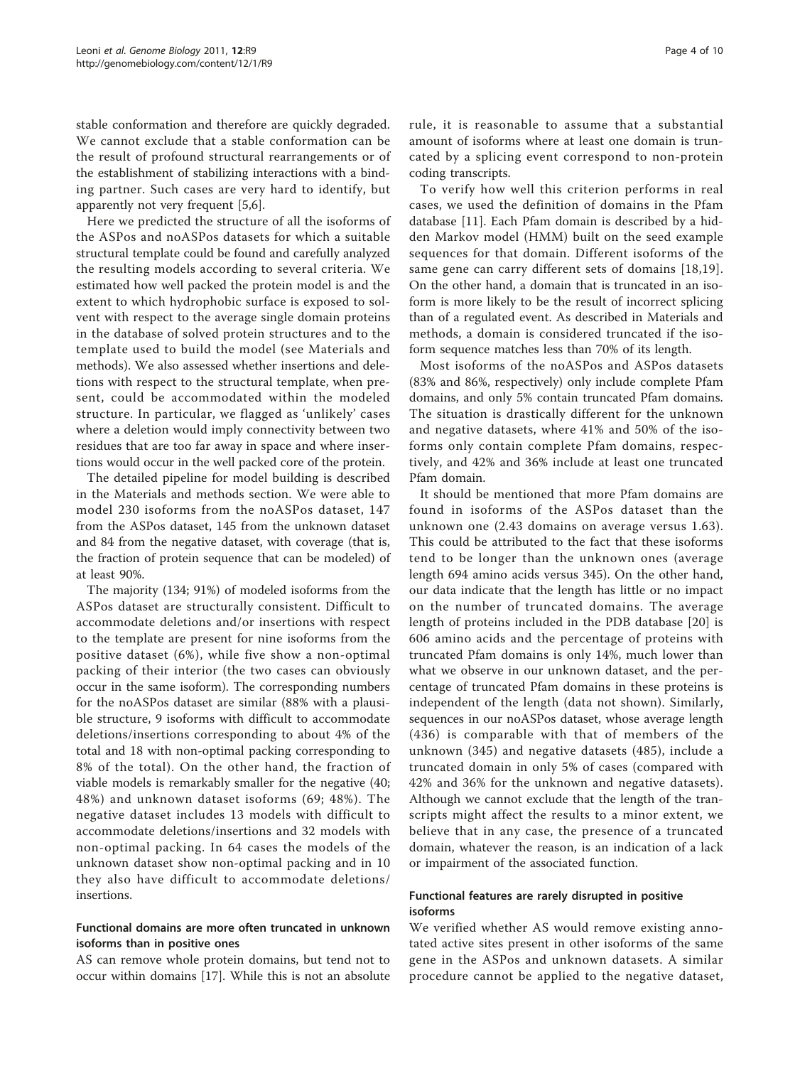stable conformation and therefore are quickly degraded. We cannot exclude that a stable conformation can be the result of profound structural rearrangements or of the establishment of stabilizing interactions with a binding partner. Such cases are very hard to identify, but apparently not very frequent [5,6].

Here we predicted the structure of all the isoforms of the ASPos and noASPos datasets for which a suitable structural template could be found and carefully analyzed the resulting models according to several criteria. We estimated how well packed the protein model is and the extent to which hydrophobic surface is exposed to solvent with respect to the average single domain proteins in the database of solved protein structures and to the template used to build the model (see Materials and methods). We also assessed whether insertions and deletions with respect to the structural template, when present, could be accommodated within the modeled structure. In particular, we flagged as 'unlikely' cases where a deletion would imply connectivity between two residues that are too far away in space and where insertions would occur in the well packed core of the protein.

The detailed pipeline for model building is described in the Materials and methods section. We were able to model 230 isoforms from the noASPos dataset, 147 from the ASPos dataset, 145 from the unknown dataset and 84 from the negative dataset, with coverage (that is, the fraction of protein sequence that can be modeled) of at least 90%.

The majority (134; 91%) of modeled isoforms from the ASPos dataset are structurally consistent. Difficult to accommodate deletions and/or insertions with respect to the template are present for nine isoforms from the positive dataset (6%), while five show a non-optimal packing of their interior (the two cases can obviously occur in the same isoform). The corresponding numbers for the noASPos dataset are similar (88% with a plausible structure, 9 isoforms with difficult to accommodate deletions/insertions corresponding to about 4% of the total and 18 with non-optimal packing corresponding to 8% of the total). On the other hand, the fraction of viable models is remarkably smaller for the negative (40; 48%) and unknown dataset isoforms (69; 48%). The negative dataset includes 13 models with difficult to accommodate deletions/insertions and 32 models with non-optimal packing. In 64 cases the models of the unknown dataset show non-optimal packing and in 10 they also have difficult to accommodate deletions/insertions.

## Functional domains are more often truncated in unknown isoforms than in positive ones

AS can remove whole protein domains, but tend not to occur within domains [17]. While this is not an absolute rule, it is reasonable to assume that a substantial amount of isoforms where at least one domain is truncated by a splicing event correspond to non-protein coding transcripts.

To verify how well this criterion performs in real cases, we used the definition of domains in the Pfam database [11]. Each Pfam domain is described by a hidden Markov model (HMM) built on the seed example sequences for that domain. Different isoforms of the same gene can carry different sets of domains [18,19]. On the other hand, a domain that is truncated in an isoform is more likely to be the result of incorrect splicing than of a regulated event. As described in Materials and methods, a domain is considered truncated if the isoform sequence matches less than 70% of its length.

Most isoforms of the noASPos and ASPos datasets (83% and 86%, respectively) only include complete Pfam domains, and only 5% contain truncated Pfam domains. The situation is drastically different for the unknown and negative datasets, where 41% and 50% of the isoforms only contain complete Pfam domains, respectively, and 42% and 36% include at least one truncated Pfam domain.

It should be mentioned that more Pfam domains are found in isoforms of the ASPos dataset than the unknown one (2.43 domains on average versus 1.63). This could be attributed to the fact that these isoforms tend to be longer than the unknown ones (average length 694 amino acids versus 345). On the other hand, our data indicate that the length has little or no impact on the number of truncated domains. The average length of proteins included in the PDB database [20] is 606 amino acids and the percentage of proteins with truncated Pfam domains is only 14%, much lower than what we observe in our unknown dataset, and the percentage of truncated Pfam domains in these proteins is independent of the length (data not shown). Similarly, sequences in our noASPos dataset, whose average length (436) is comparable with that of members of the unknown (345) and negative datasets (485), include a truncated domain in only 5% of cases (compared with 42% and 36% for the unknown and negative datasets). Although we cannot exclude that the length of the transcripts might affect the results to a minor extent, we believe that in any case, the presence of a truncated domain, whatever the reason, is an indication of a lack or impairment of the associated function.

## Functional features are rarely disrupted in positive isoforms

We verified whether AS would remove existing annotated active sites present in other isoforms of the same gene in the ASPos and unknown datasets. A similar procedure cannot be applied to the negative dataset,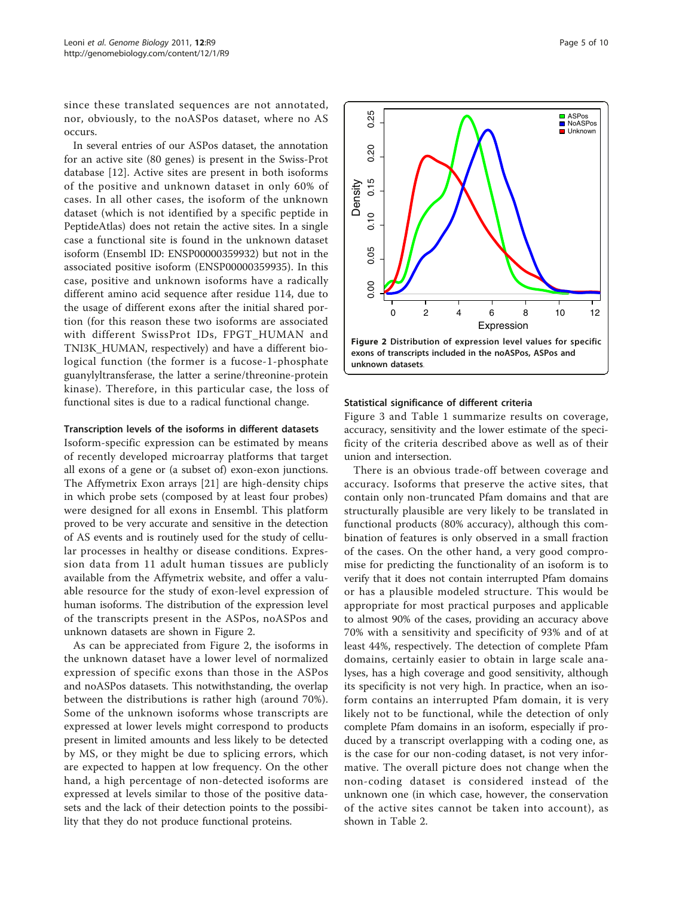since these translated sequences are not annotated, nor, obviously, to the noASPos dataset, where no AS occurs.

In several entries of our ASPos dataset, the annotation for an active site (80 genes) is present in the Swiss-Prot database [12]. Active sites are present in both isoforms of the positive and unknown dataset in only 60% of cases. In all other cases, the isoform of the unknown dataset (which is not identified by a specific peptide in PeptideAtlas) does not retain the active sites. In a single case a functional site is found in the unknown dataset isoform (Ensembl ID: ENSP00000359932) but not in the associated positive isoform (ENSP00000359935). In this case, positive and unknown isoforms have a radically different amino acid sequence after residue 114, due to the usage of different exons after the initial shared portion (for this reason these two isoforms are associated with different SwissProt IDs, FPGT_HUMAN and TNI3K_HUMAN, respectively) and have a different biological function (the former is a fucose-1-phosphate guanylyltransferase, the latter a serine/threonine-protein kinase). Therefore, in this particular case, the loss of functional sites is due to a radical functional change.

#### Transcription levels of the isoforms in different datasets

Isoform-specific expression can be estimated by means of recently developed microarray platforms that target all exons of a gene or (a subset of) exon-exon junctions. The Affymetrix Exon arrays [21] are high-density chips in which probe sets (composed by at least four probes) were designed for all exons in Ensembl. This platform proved to be very accurate and sensitive in the detection of AS events and is routinely used for the study of cellular processes in healthy or disease conditions. Expression data from 11 adult human tissues are publicly available from the Affymetrix website, and offer a valuable resource for the study of exon-level expression of human isoforms. The distribution of the expression level of the transcripts present in the ASPos, noASPos and unknown datasets are shown in Figure 2.

As can be appreciated from Figure 2, the isoforms in the unknown dataset have a lower level of normalized expression of specific exons than those in the ASPos and noASPos datasets. This notwithstanding, the overlap between the distributions is rather high (around 70%). Some of the unknown isoforms whose transcripts are expressed at lower levels might correspond to products present in limited amounts and less likely to be detected by MS, or they might be due to splicing errors, which are expected to happen at low frequency. On the other hand, a high percentage of non-detected isoforms are expressed at levels similar to those of the positive datasets and the lack of their detection points to the possibility that they do not produce functional proteins.

**Figure 2 Distribution of expression level values for specific exons of transcripts included in the noASPos, ASPos and unknown datasets**.

#### Statistical significance of different criteria

Figure 3 and Table 1 summarize results on coverage, accuracy, sensitivity and the lower estimate of the specificity of the criteria described above as well as of their union and intersection.

There is an obvious trade-off between coverage and accuracy. Isoforms that preserve the active sites, that contain only non-truncated Pfam domains and that are structurally plausible are very likely to be translated in functional products (80% accuracy), although this combination of features is only observed in a small fraction of the cases. On the other hand, a very good compromise for predicting the functionality of an isoform is to verify that it does not contain interrupted Pfam domains or has a plausible modeled structure. This would be appropriate for most practical purposes and applicable to almost 90% of the cases, providing an accuracy above 70% with a sensitivity and specificity of 93% and of at least 44%, respectively. The detection of complete Pfam domains, certainly easier to obtain in large scale analyses, has a high coverage and good sensitivity, although its specificity is not very high. In practice, when an isoform contains an interrupted Pfam domain, it is very likely not to be functional, while the detection of only complete Pfam domains in an isoform, especially if produced by a transcript overlapping with a coding one, as is the case for our non-coding dataset, is not very informative. The overall picture does not change when the non-coding dataset is considered instead of the unknown one (in which case, however, the conservation of the active sites cannot be taken into account), as shown in Table 2.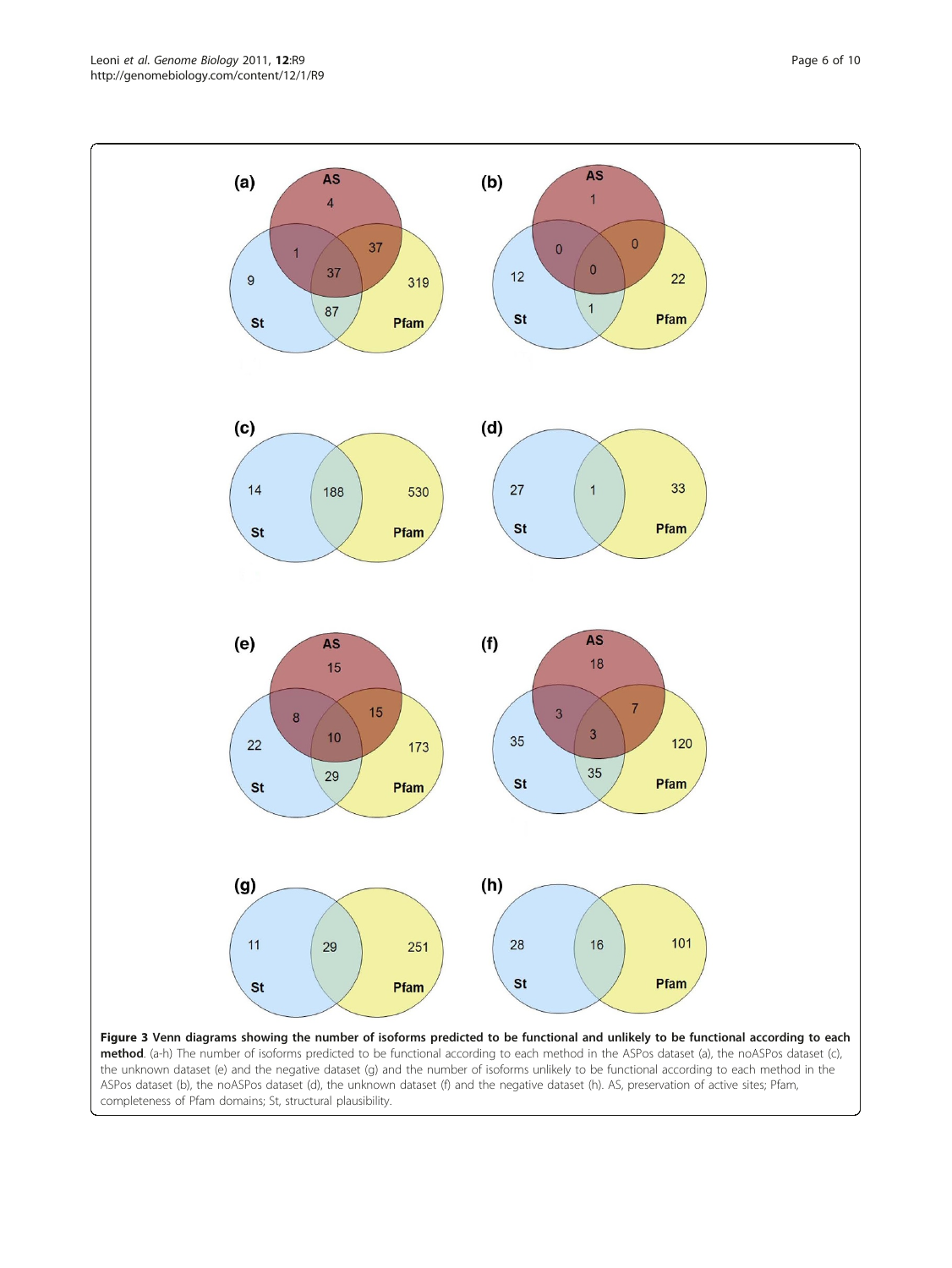**Figure 3 Venn diagrams showing the number of isoforms predicted to be functional and unlikely to be functional according to each method**. (a-h) The number of isoforms predicted to be functional according to each method in the ASPos dataset (a), the noASPos dataset (c), the unknown dataset (e) and the negative dataset (g) and the number of isoforms unlikely to be functional according to each method in the ASPos dataset (b), the noASPos dataset (d), the unknown dataset (f) and the negative dataset (h). AS, preservation of active sites; Pfam, completeness of Pfam domains; St, structural plausibility.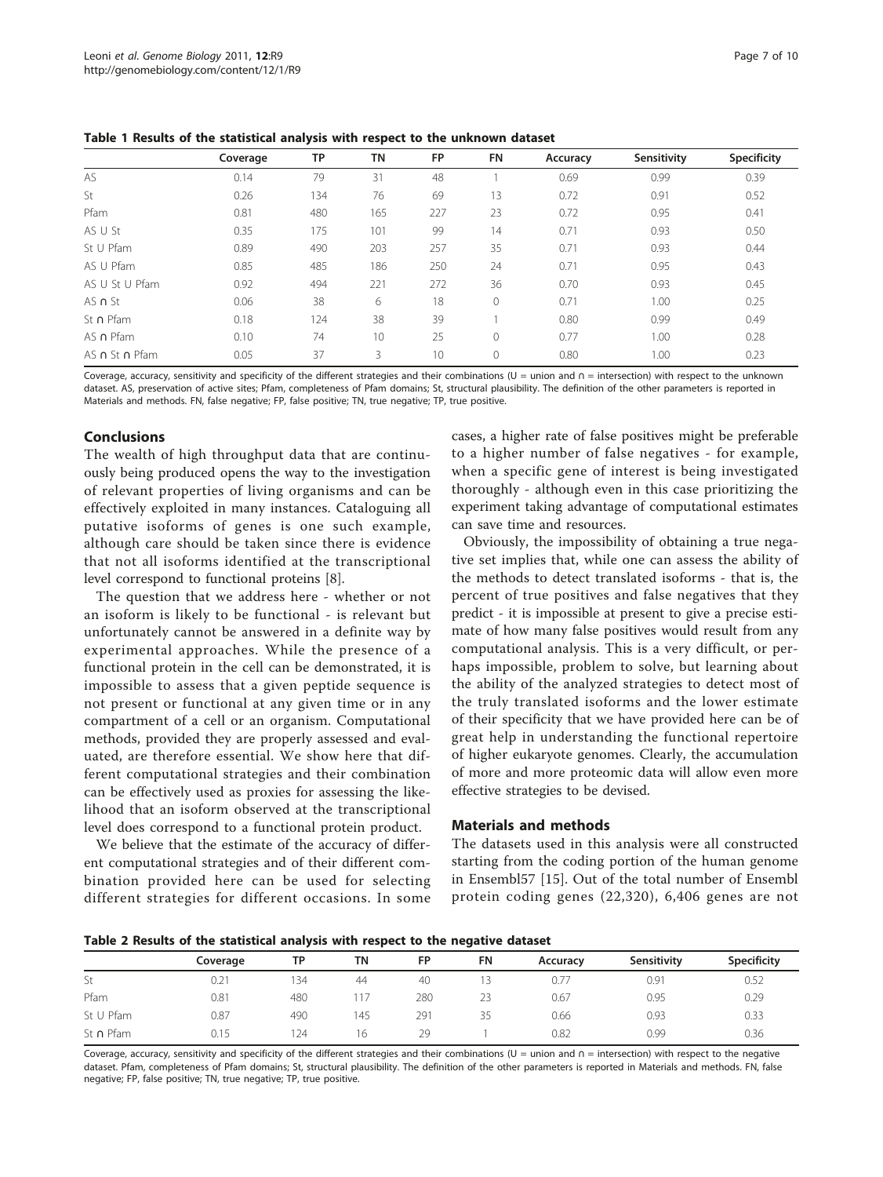**Table 1 Results of the statistical analysis with respect to the unknown dataset**

| | Coverage | TP | TN | FP | FN | Accuracy | Sensitivity | Specificity |
|---|---|---|---|---|---|---|---|---|
| AS | 0.14 | 79 | 31 | 48 | 1 | 0.69 | 0.99 | 0.39 |
| St | 0.26 | 134 | 76 | 69 | 13 | 0.72 | 0.91 | 0.52 |
| Pfam | 0.81 | 480 | 165 | 227 | 23 | 0.72 | 0.95 | 0.41 |
| AS U St | 0.35 | 175 | 101 | 99 | 14 | 0.71 | 0.93 | 0.50 |
| St U Pfam | 0.89 | 490 | 203 | 257 | 35 | 0.71 | 0.93 | 0.44 |
| AS U Pfam | 0.85 | 485 | 186 | 250 | 24 | 0.71 | 0.95 | 0.43 |
| AS U St U Pfam | 0.92 | 494 | 221 | 272 | 36 | 0.70 | 0.93 | 0.45 |
| AS ∩ St | 0.06 | 38 | 6 | 18 | 0 | 0.71 | 1.00 | 0.25 |
| St ∩ Pfam | 0.18 | 124 | 38 | 39 | 1 | 0.80 | 0.99 | 0.49 |
| AS ∩ Pfam | 0.10 | 74 | 10 | 25 | 0 | 0.77 | 1.00 | 0.28 |
| AS ∩ St ∩ Pfam | 0.05 | 37 | 3 | 10 | 0 | 0.80 | 1.00 | 0.23 |

Coverage, accuracy, sensitivity and specificity of the different strategies and their combinations (U = union and ∩ = intersection) with respect to the unknown dataset. AS, preservation of active sites; Pfam, completeness of Pfam domains; St, structural plausibility. The definition of the other parameters is reported in Materials and methods. FN, false negative; FP, false positive; TN, true negative; TP, true positive.

## Conclusions

The wealth of high throughput data that are continuously being produced opens the way to the investigation of relevant properties of living organisms and can be effectively exploited in many instances. Cataloguing all putative isoforms of genes is one such example, although care should be taken since there is evidence that not all isoforms identified at the transcriptional level correspond to functional proteins [8].

The question that we address here - whether or not an isoform is likely to be functional - is relevant but unfortunately cannot be answered in a definite way by experimental approaches. While the presence of a functional protein in the cell can be demonstrated, it is impossible to assess that a given peptide sequence is not present or functional at any given time or in any compartment of a cell or an organism. Computational methods, provided they are properly assessed and evaluated, are therefore essential. We show here that different computational strategies and their combination can be effectively used as proxies for assessing the likelihood that an isoform observed at the transcriptional level does correspond to a functional protein product.

We believe that the estimate of the accuracy of different computational strategies and of their different combination provided here can be used for selecting different strategies for different occasions. In some cases, a higher rate of false positives might be preferable to a higher number of false negatives - for example, when a specific gene of interest is being investigated thoroughly - although even in this case prioritizing the experiment taking advantage of computational estimates can save time and resources.

Obviously, the impossibility of obtaining a true negative set implies that, while one can assess the ability of the methods to detect translated isoforms - that is, the percent of true positives and false negatives that they predict - it is impossible at present to give a precise estimate of how many false positives would result from any computational analysis. This is a very difficult, or perhaps impossible, problem to solve, but learning about the ability of the analyzed strategies to detect most of the truly translated isoforms and the lower estimate of their specificity that we have provided here can be of great help in understanding the functional repertoire of higher eukaryote genomes. Clearly, the accumulation of more and more proteomic data will allow even more effective strategies to be devised.

## Materials and methods

The datasets used in this analysis were all constructed starting from the coding portion of the human genome in Ensembl57 [15]. Out of the total number of Ensembl protein coding genes (22,320), 6,406 genes are not

**Table 2 Results of the statistical analysis with respect to the negative dataset**

| | Coverage | TP | TN | FP | FN | Accuracy | Sensitivity | Specificity |
|---|---|---|---|---|---|---|---|---|
| St | 0.21 | 134 | 44 | 40 | 13 | 0.77 | 0.91 | 0.52 |
| Pfam | 0.81 | 480 | 117 | 280 | 23 | 0.67 | 0.95 | 0.29 |
| St U Pfam | 0.87 | 490 | 145 | 291 | 35 | 0.66 | 0.93 | 0.33 |
| St ∩ Pfam | 0.15 | 124 | 16 | 29 | 1 | 0.82 | 0.99 | 0.36 |

Coverage, accuracy, sensitivity and specificity of the different strategies and their combinations (U = union and ∩ = intersection) with respect to the negative dataset. Pfam, completeness of Pfam domains; St, structural plausibility. The definition of the other parameters is reported in Materials and methods. FN, false negative; FP, false positive; TN, true negative; TP, true positive.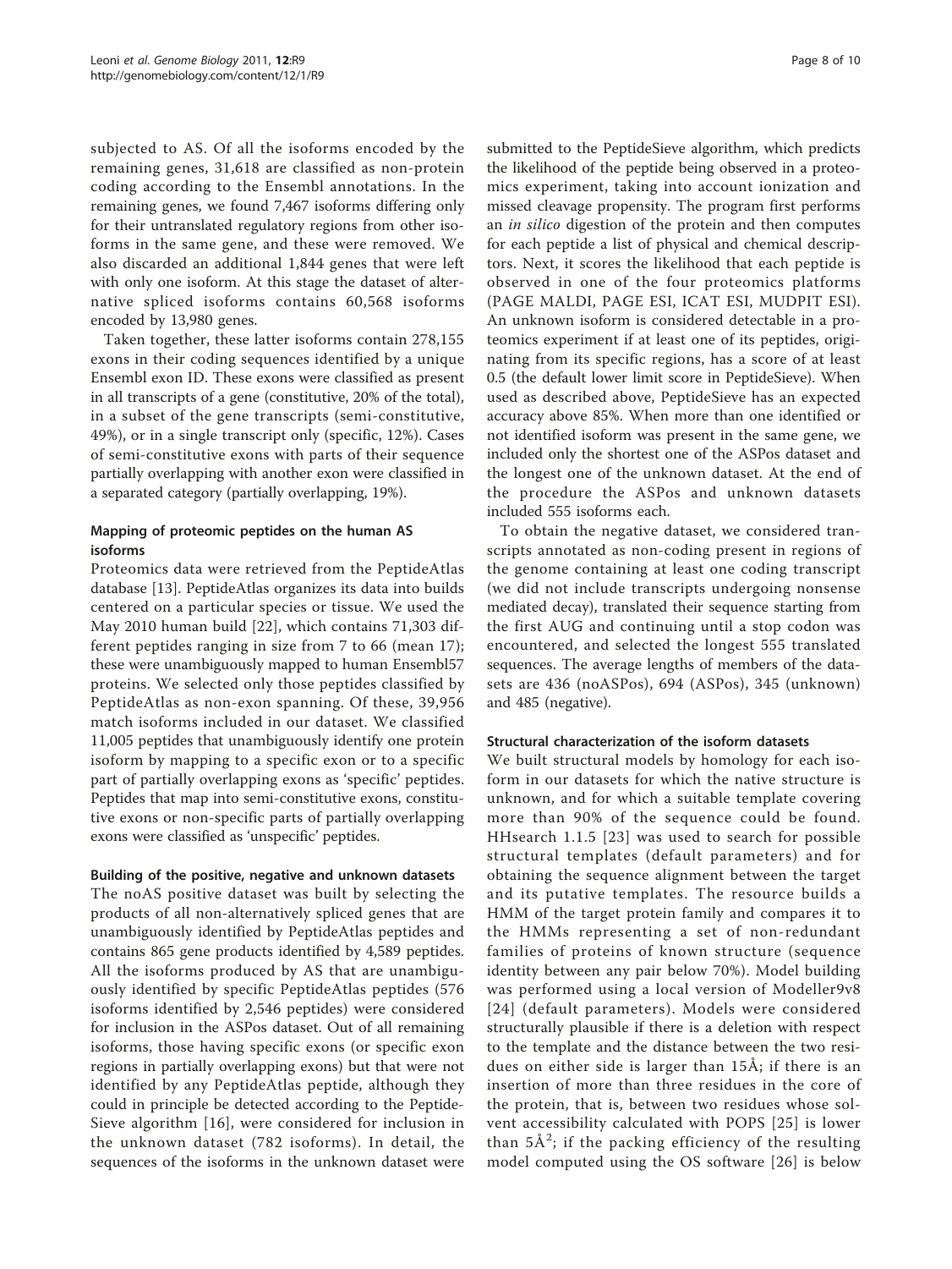subjected to AS. Of all the isoforms encoded by the remaining genes, 31,618 are classified as non-protein coding according to the Ensembl annotations. In the remaining genes, we found 7,467 isoforms differing only for their untranslated regulatory regions from other isoforms in the same gene, and these were removed. We also discarded an additional 1,844 genes that were left with only one isoform. At this stage the dataset of alternative spliced isoforms contains 60,568 isoforms encoded by 13,980 genes.

Taken together, these latter isoforms contain 278,155 exons in their coding sequences identified by a unique Ensembl exon ID. These exons were classified as present in all transcripts of a gene (constitutive, 20% of the total), in a subset of the gene transcripts (semi-constitutive, 49%), or in a single transcript only (specific, 12%). Cases of semi-constitutive exons with parts of their sequence partially overlapping with another exon were classified in a separated category (partially overlapping, 19%).

### Mapping of proteomic peptides on the human AS isoforms

Proteomics data were retrieved from the PeptideAtlas database [13]. PeptideAtlas organizes its data into builds centered on a particular species or tissue. We used the May 2010 human build [22], which contains 71,303 different peptides ranging in size from 7 to 66 (mean 17); these were unambiguously mapped to human Ensembl57 proteins. We selected only those peptides classified by PeptideAtlas as non-exon spanning. Of these, 39,956 match isoforms included in our dataset. We classified 11,005 peptides that unambiguously identify one protein isoform by mapping to a specific exon or to a specific part of partially overlapping exons as 'specific' peptides. Peptides that map into semi-constitutive exons, constitutive exons or non-specific parts of partially overlapping exons were classified as 'unspecific' peptides.

### Building of the positive, negative and unknown datasets

The noAS positive dataset was built by selecting the products of all non-alternatively spliced genes that are unambiguously identified by PeptideAtlas peptides and contains 865 gene products identified by 4,589 peptides. All the isoforms produced by AS that are unambiguously identified by specific PeptideAtlas peptides (576 isoforms identified by 2,546 peptides) were considered for inclusion in the ASPos dataset. Out of all remaining isoforms, those having specific exons (or specific exon regions in partially overlapping exons) but that were not identified by any PeptideAtlas peptide, although they could in principle be detected according to the PeptideSieve algorithm [16], were considered for inclusion in the unknown dataset (782 isoforms). In detail, the sequences of the isoforms in the unknown dataset were submitted to the PeptideSieve algorithm, which predicts the likelihood of the peptide being observed in a proteomics experiment, taking into account ionization and missed cleavage propensity. The program first performs an *in silico* digestion of the protein and then computes for each peptide a list of physical and chemical descriptors. Next, it scores the likelihood that each peptide is observed in one of the four proteomics platforms (PAGE MALDI, PAGE ESI, ICAT ESI, MUDPIT ESI). An unknown isoform is considered detectable in a proteomics experiment if at least one of its peptides, originating from its specific regions, has a score of at least 0.5 (the default lower limit score in PeptideSieve). When used as described above, PeptideSieve has an expected accuracy above 85%. When more than one identified or not identified isoform was present in the same gene, we included only the shortest one of the ASPos dataset and the longest one of the unknown dataset. At the end of the procedure the ASPos and unknown datasets included 555 isoforms each.

To obtain the negative dataset, we considered transcripts annotated as non-coding present in regions of the genome containing at least one coding transcript (we did not include transcripts undergoing nonsense mediated decay), translated their sequence starting from the first AUG and continuing until a stop codon was encountered, and selected the longest 555 translated sequences. The average lengths of members of the datasets are 436 (noASPos), 694 (ASPos), 345 (unknown) and 485 (negative).

### Structural characterization of the isoform datasets

We built structural models by homology for each isoform in our datasets for which the native structure is unknown, and for which a suitable template covering more than 90% of the sequence could be found. HHsearch 1.1.5 [23] was used to search for possible structural templates (default parameters) and for obtaining the sequence alignment between the target and its putative templates. The resource builds a HMM of the target protein family and compares it to the HMMs representing a set of non-redundant families of proteins of known structure (sequence identity between any pair below 70%). Model building was performed using a local version of Modeller9v8 [24] (default parameters). Models were considered structurally plausible if there is a deletion with respect to the template and the distance between the two residues on either side is larger than 15Å; if there is an insertion of more than three residues in the core of the protein, that is, between two residues whose solvent accessibility calculated with POPS [25] is lower than 5Å$^2$; if the packing efficiency of the resulting model computed using the OS software [26] is below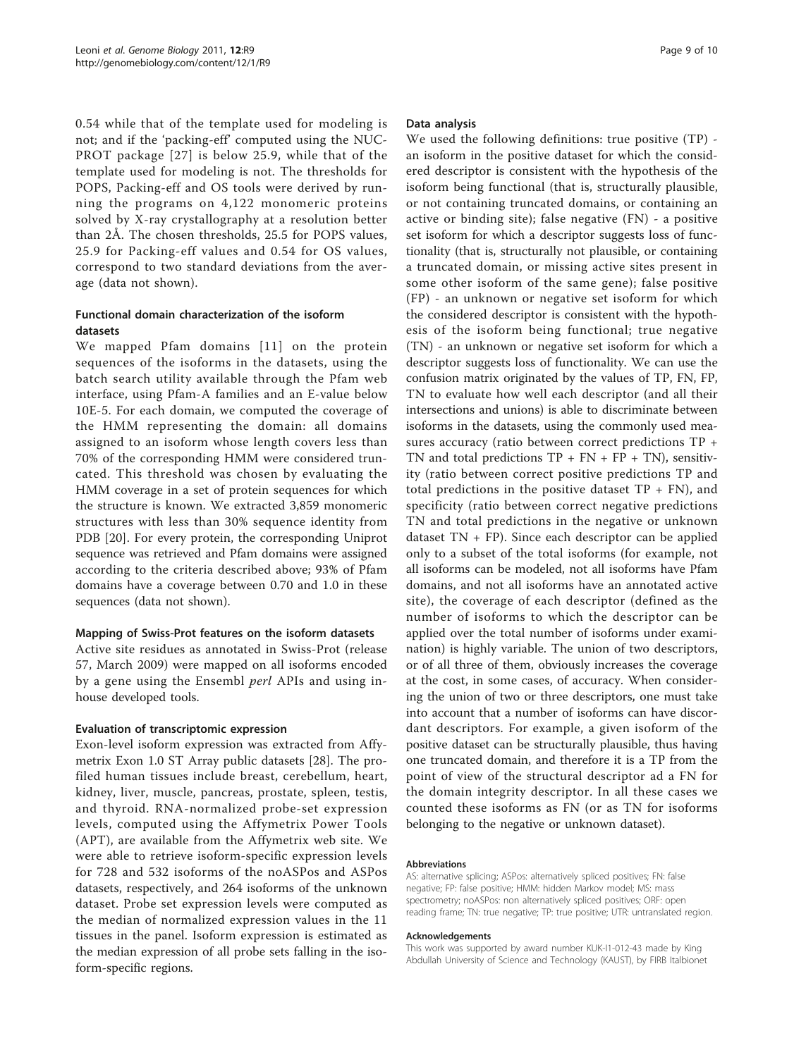0.54 while that of the template used for modeling is not; and if the 'packing-eff' computed using the NUC-PROT package [27] is below 25.9, while that of the template used for modeling is not. The thresholds for POPS, Packing-eff and OS tools were derived by running the programs on 4,122 monomeric proteins solved by X-ray crystallography at a resolution better than 2Å. The chosen thresholds, 25.5 for POPS values, 25.9 for Packing-eff values and 0.54 for OS values, correspond to two standard deviations from the average (data not shown).

### Functional domain characterization of the isoform datasets

We mapped Pfam domains [11] on the protein sequences of the isoforms in the datasets, using the batch search utility available through the Pfam web interface, using Pfam-A families and an E-value below 10E-5. For each domain, we computed the coverage of the HMM representing the domain: all domains assigned to an isoform whose length covers less than 70% of the corresponding HMM were considered truncated. This threshold was chosen by evaluating the HMM coverage in a set of protein sequences for which the structure is known. We extracted 3,859 monomeric structures with less than 30% sequence identity from PDB [20]. For every protein, the corresponding Uniprot sequence was retrieved and Pfam domains were assigned according to the criteria described above; 93% of Pfam domains have a coverage between 0.70 and 1.0 in these sequences (data not shown).

### Mapping of Swiss-Prot features on the isoform datasets

Active site residues as annotated in Swiss-Prot (release 57, March 2009) were mapped on all isoforms encoded by a gene using the Ensembl *perl* APIs and using in-house developed tools.

### Evaluation of transcriptomic expression

Exon-level isoform expression was extracted from Affymetrix Exon 1.0 ST Array public datasets [28]. The profiled human tissues include breast, cerebellum, heart, kidney, liver, muscle, pancreas, prostate, spleen, testis, and thyroid. RNA-normalized probe-set expression levels, computed using the Affymetrix Power Tools (APT), are available from the Affymetrix web site. We were able to retrieve isoform-specific expression levels for 728 and 532 isoforms of the noASPos and ASPos datasets, respectively, and 264 isoforms of the unknown dataset. Probe set expression levels were computed as the median of normalized expression values in the 11 tissues in the panel. Isoform expression is estimated as the median expression of all probe sets falling in the isoform-specific regions.

### Data analysis

We used the following definitions: true positive (TP) - an isoform in the positive dataset for which the considered descriptor is consistent with the hypothesis of the isoform being functional (that is, structurally plausible, or not containing truncated domains, or containing an active or binding site); false negative (FN) - a positive set isoform for which a descriptor suggests loss of functionality (that is, structurally not plausible, or containing a truncated domain, or missing active sites present in some other isoform of the same gene); false positive (FP) - an unknown or negative set isoform for which the considered descriptor is consistent with the hypothesis of the isoform being functional; true negative (TN) - an unknown or negative set isoform for which a descriptor suggests loss of functionality. We can use the confusion matrix originated by the values of TP, FN, FP, TN to evaluate how well each descriptor (and all their intersections and unions) is able to discriminate between isoforms in the datasets, using the commonly used measures accuracy (ratio between correct predictions TP + TN and total predictions TP + FN + FP + TN), sensitivity (ratio between correct positive predictions TP and total predictions in the positive dataset TP + FN), and specificity (ratio between correct negative predictions TN and total predictions in the negative or unknown dataset TN + FP). Since each descriptor can be applied only to a subset of the total isoforms (for example, not all isoforms can be modeled, not all isoforms have Pfam domains, and not all isoforms have an annotated active site), the coverage of each descriptor (defined as the number of isoforms to which the descriptor can be applied over the total number of isoforms under examination) is highly variable. The union of two descriptors, or of all three of them, obviously increases the coverage at the cost, in some cases, of accuracy. When considering the union of two or three descriptors, one must take into account that a number of isoforms can have discordant descriptors. For example, a given isoform of the positive dataset can be structurally plausible, thus having one truncated domain, and therefore it is a TP from the point of view of the structural descriptor ad a FN for the domain integrity descriptor. In all these cases we counted these isoforms as FN (or as TN for isoforms belonging to the negative or unknown dataset).

#### Abbreviations

AS: alternative splicing; ASPos: alternatively spliced positives; FN: false negative; FP: false positive; HMM: hidden Markov model; MS: mass spectrometry; noASPos: non alternatively spliced positives; ORF: open reading frame; TN: true negative; TP: true positive; UTR: untranslated region.

#### Acknowledgements

This work was supported by award number KUK-I1-012-43 made by King Abdullah University of Science and Technology (KAUST), by FIRB Italbionet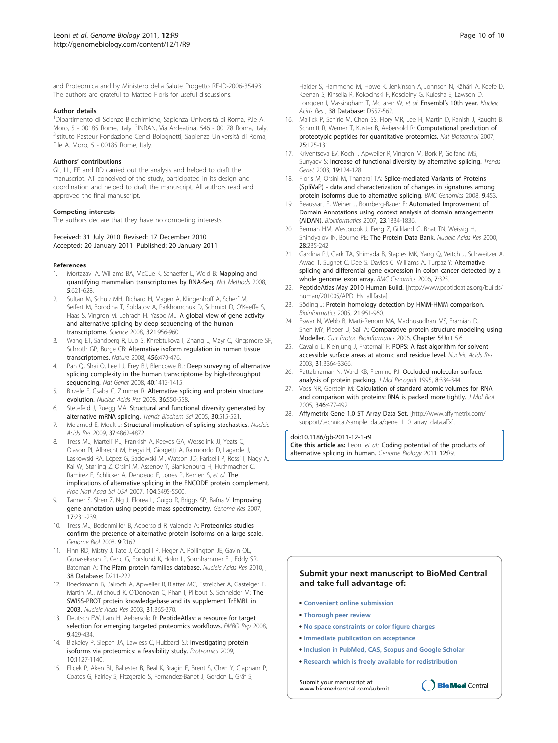and Proteomica and by Ministero della Salute Progetto RF-ID-2006-354931. The authors are grateful to Matteo Floris for useful discussions.

#### Author details

[1]Dipartimento di Scienze Biochimiche, Sapienza Università di Roma, P.le A. Moro, 5 - 00185 Rome, Italy. [2]INRAN, Via Ardeatina, 546 - 00178 Roma, Italy. [3]Istituto Pasteur Fondazione Cenci Bolognetti, Sapienza Università di Roma, P.le A. Moro, 5 - 00185 Rome, Italy.

#### Authors' contributions

GL, LL, FF and RD carried out the analysis and helped to draft the manuscript. AT conceived of the study, participated in its design and coordination and helped to draft the manuscript. All authors read and approved the final manuscript.

#### Competing interests

The authors declare that they have no competing interests.

Received: 31 July 2010 Revised: 17 December 2010
Accepted: 20 January 2011 Published: 20 January 2011

#### References

1. Mortazavi A, Williams BA, McCue K, Schaeffer L, Wold B: **Mapping and quantifying mammalian transcriptomes by RNA-Seq.** *Nat Methods* 2008, **5**:621-628.
2. Sultan M, Schulz MH, Richard H, Magen A, Klingenhoff A, Scherf M, Seifert M, Borodina T, Soldatov A, Parkhomchuk D, Schmidt D, O'Keeffe S, Haas S, Vingron M, Lehrach H, Yaspo ML: **A global view of gene activity and alternative splicing by deep sequencing of the human transcriptome.** *Science* 2008, **321**:956-960.
3. Wang ET, Sandberg R, Luo S, Khrebtukova I, Zhang L, Mayr C, Kingsmore SF, Schroth GP, Burge CB: **Alternative isoform regulation in human tissue transcriptomes.** *Nature* 2008, **456**:470-476.
4. Pan Q, Shai O, Lee LJ, Frey BJ, Blencowe BJ: **Deep surveying of alternative splicing complexity in the human transcriptome by high-throughput sequencing.** *Nat Genet* 2008, **40**:1413-1415.
5. Birzele F, Csaba G, Zimmer R: **Alternative splicing and protein structure evolution.** *Nucleic Acids Res* 2008, **36**:550-558.
6. Stetefeld J, Ruegg MA: **Structural and functional diversity generated by alternative mRNA splicing.** *Trends Biochem Sci* 2005, **30**:515-521.
7. Melamud E, Moult J: **Structural implication of splicing stochastics.** *Nucleic Acids Res* 2009, **37**:4862-4872.
8. Tress ML, Martelli PL, Frankish A, Reeves GA, Wesselink JJ, Yeats C, Olason PI, Albrecht M, Hegyi H, Giorgetti A, Raimondo D, Lagarde J, Laskowski RA, López G, Sadowski MI, Watson JD, Fariselli P, Rossi I, Nagy A, Kai W, Størling Z, Orsini M, Assenov Y, Blankenburg H, Huthmacher C, Ramírez F, Schlicker A, Denoeud F, Jones P, Kerrien S, *et al*: **The implications of alternative splicing in the ENCODE protein complement.** *Proc Natl Acad Sci USA* 2007, **104**:5495-5500.
9. Tanner S, Shen Z, Ng J, Florea L, Guigo R, Briggs SP, Bafna V: **Improving gene annotation using peptide mass spectrometry.** *Genome Res* 2007, **17**:231-239.
10. Tress ML, Bodenmiller B, Aebersold R, Valencia A: **Proteomics studies confirm the presence of alternative protein isoforms on a large scale.** *Genome Biol* 2008, **9**:R162.
11. Finn RD, Mistry J, Tate J, Coggill P, Heger A, Pollington JE, Gavin OL, Gunasekaran P, Ceric G, Forslund K, Holm L, Sonnhammer EL, Eddy SR, Bateman A: **The Pfam protein families database.** *Nucleic Acids Res* 2010, , 38 Database: D211-222.
12. Boeckmann B, Bairoch A, Apweiler R, Blatter MC, Estreicher A, Gasteiger E, Martin MJ, Michoud K, O'Donovan C, Phan I, Pilbout S, Schneider M: **The SWISS-PROT protein knowledgebase and its supplement TrEMBL in 2003.** *Nucleic Acids Res* 2003, **31**:365-370.
13. Deutsch EW, Lam H, Aebersold R: **PeptideAtlas: a resource for target selection for emerging targeted proteomics workflows.** *EMBO Rep* 2008, **9**:429-434.
14. Blakeley P, Siepen JA, Lawless C, Hubbard SJ: **Investigating protein isoforms via proteomics: a feasibility study.** *Proteomics* 2009, **10**:1127-1140.
15. Flicek P, Aken BL, Ballester B, Beal K, Bragin E, Brent S, Chen Y, Clapham P, Coates G, Fairley S, Fitzgerald S, Fernandez-Banet J, Gordon L, Gräf S, Haider S, Hammond M, Howe K, Jenkinson A, Johnson N, Kähäri A, Keefe D, Keenan S, Kinsella R, Kokocinski F, Koscielny G, Kulesha E, Lawson D, Longden I, Massingham T, McLaren W, *et al*: **Ensembl's 10th year.** *Nucleic Acids Res* , 38 Database: D557-562.
16. Mallick P, Schirle M, Chen SS, Flory MR, Lee H, Martin D, Ranish J, Raught B, Schmitt R, Werner T, Kuster B, Aebersold R: **Computational prediction of proteotypic peptides for quantitative proteomics.** *Nat Biotechnol* 2007, **25**:125-131.
17. Kriventseva EV, Koch I, Apweiler R, Vingron M, Bork P, Gelfand MS, Sunyaev S: **Increase of functional diversity by alternative splicing.** *Trends Genet* 2003, **19**:124-128.
18. Floris M, Orsini M, Thanaraj TA: **Splice-mediated Variants of Proteins (SpliVaP) - data and characterization of changes in signatures among protein isoforms due to alternative splicing.** *BMC Genomics* 2008, **9**:453.
19. Beaussart F, Weiner J, Bornberg-Bauer E: **Automated Improvement of Domain Annotations using context analysis of domain arrangements (AIDAN).** *Bioinformatics* 2007, **23**:1834-1836.
20. Berman HM, Westbrook J, Feng Z, Gilliland G, Bhat TN, Weissig H, Shindyalov IN, Bourne PE: **The Protein Data Bank.** *Nucleic Acids Res* 2000, **28**:235-242.
21. Gardina PJ, Clark TA, Shimada B, Staples MK, Yang Q, Veitch J, Schweitzer A, Awad T, Sugnet C, Dee S, Davies C, Williams A, Turpaz Y: **Alternative splicing and differential gene expression in colon cancer detected by a whole genome exon array.** *BMC Genomics* 2006, **7**:325.
22. **PeptideAtlas May 2010 Human Build.** [http://www.peptideatlas.org/builds/human/201005/APD_Hs_all.fasta].
23. Söding J: **Protein homology detection by HMM-HMM comparison.** *Bioinformatics* 2005, **21**:951-960.
24. Eswar N, Webb B, Marti-Renom MA, Madhusudhan MS, Eramian D, Shen MY, Pieper U, Sali A: **Comparative protein structure modeling using Modeller.** *Curr Protoc Bioinformatics* 2006, Chapter 5:Unit 5.6.
25. Cavallo L, Kleinjung J, Fraternali F: **POPS: A fast algorithm for solvent accessible surface areas at atomic and residue level.** *Nucleic Acids Res* 2003, **31**:3364-3366.
26. Pattabiraman N, Ward KB, Fleming PJ: **Occluded molecular surface: analysis of protein packing.** *J Mol Recognit* 1995, **8**:334-344.
27. Voss NR, Gerstein M: **Calculation of standard atomic volumes for RNA and comparison with proteins: RNA is packed more tightly.** *J Mol Biol* 2005, **346**:477-492.
28. **Affymetrix Gene 1.0 ST Array Data Set.** [http://www.affymetrix.com/support/technical/sample_data/gene_1_0_array_data.affx].

doi:10.1186/gb-2011-12-1-r9
**Cite this article as:** Leoni *et al.*: Coding potential of the products of alternative splicing in human. *Genome Biology* 2011 **12**:R9.

**Submit your next manuscript to BioMed Central and take full advantage of:**

- Convenient online submission
- Thorough peer review
- No space constraints or color figure charges
- Immediate publication on acceptance
- Inclusion in PubMed, CAS, Scopus and Google Scholar
- Research which is freely available for redistribution

Submit your manuscript at
www.biomedcentral.com/submit

BioMed Central